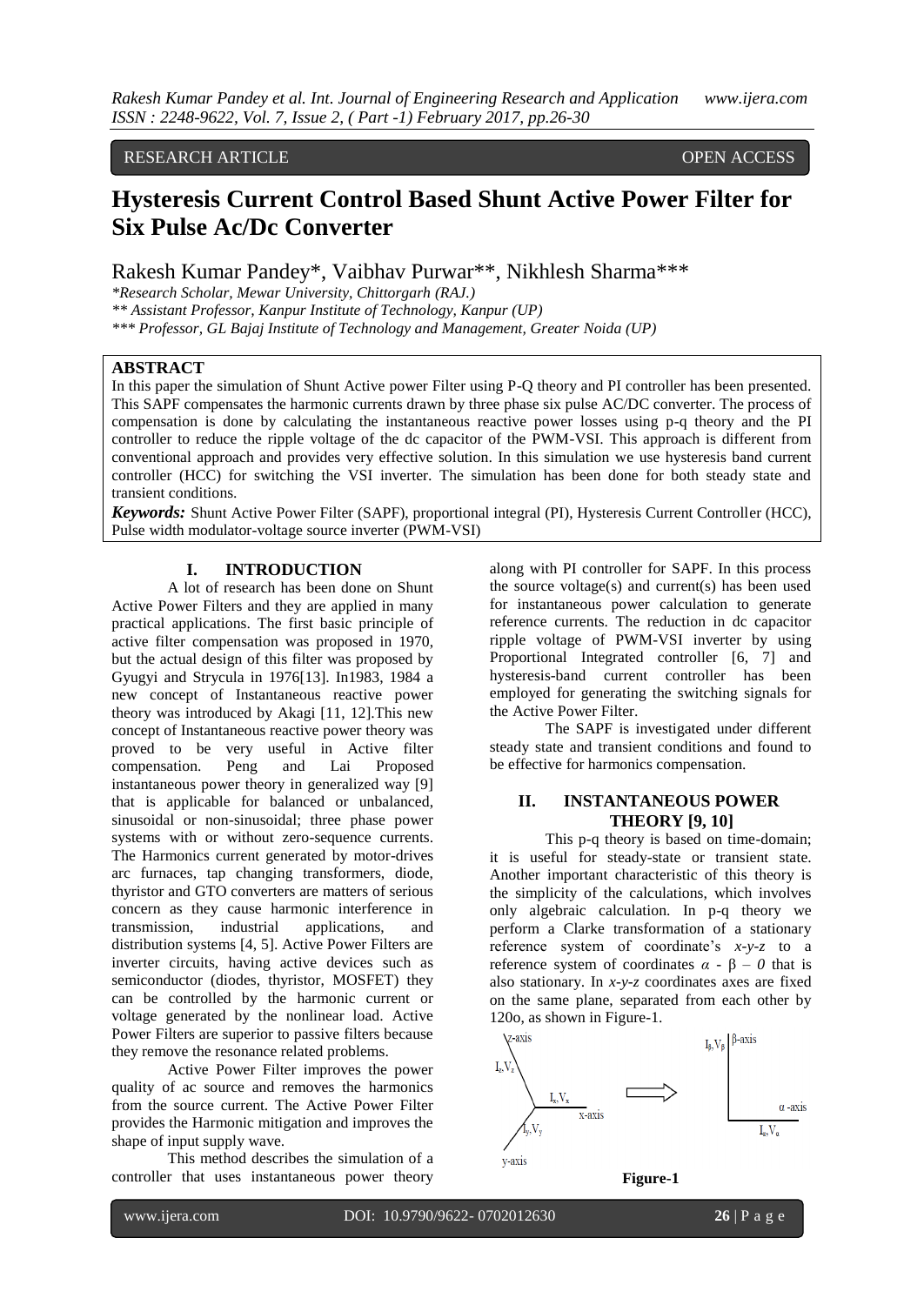RESEARCH ARTICLE OPEN ACCESS

# Hysteresis Current Control Based Shunt Active Power Filter for Six Pulse Ac/Dc Converter

Rakesh Kumar Pandey*, Vaibhav Purwar**, Nikhlesh Sharma***

*Research Scholar, Mewar University, Chittorgarh (RAJ.)*
*** Assistant Professor, Kanpur Institute of Technology, Kanpur (UP)*
**** Professor, GL Bajaj Institute of Technology and Management, Greater Noida (UP)*

## ABSTRACT

In this paper the simulation of Shunt Active power Filter using P-Q theory and PI controller has been presented. This SAPF compensates the harmonic currents drawn by three phase six pulse AC/DC converter. The process of compensation is done by calculating the instantaneous reactive power losses using p-q theory and the PI controller to reduce the ripple voltage of the dc capacitor of the PWM-VSI. This approach is different from conventional approach and provides very effective solution. In this simulation we use hysteresis band current controller (HCC) for switching the VSI inverter. The simulation has been done for both steady state and transient conditions.

***Keywords:*** Shunt Active Power Filter (SAPF), proportional integral (PI), Hysteresis Current Controller (HCC), Pulse width modulator-voltage source inverter (PWM-VSI)

## I. INTRODUCTION

A lot of research has been done on Shunt Active Power Filters and they are applied in many practical applications. The first basic principle of active filter compensation was proposed in 1970, but the actual design of this filter was proposed by Gyugyi and Strycula in 1976[13]. In1983, 1984 a new concept of Instantaneous reactive power theory was introduced by Akagi [11, 12].This new concept of Instantaneous reactive power theory was proved to be very useful in Active filter compensation. Peng and Lai Proposed instantaneous power theory in generalized way [9] that is applicable for balanced or unbalanced, sinusoidal or non-sinusoidal; three phase power systems with or without zero-sequence currents. The Harmonics current generated by motor-drives arc furnaces, tap changing transformers, diode, thyristor and GTO converters are matters of serious concern as they cause harmonic interference in transmission, industrial applications, and distribution systems [4, 5]. Active Power Filters are inverter circuits, having active devices such as semiconductor (diodes, thyristor, MOSFET) they can be controlled by the harmonic current or voltage generated by the nonlinear load. Active Power Filters are superior to passive filters because they remove the resonance related problems.

Active Power Filter improves the power quality of ac source and removes the harmonics from the source current. The Active Power Filter provides the Harmonic mitigation and improves the shape of input supply wave.

This method describes the simulation of a controller that uses instantaneous power theory along with PI controller for SAPF. In this process the source voltage(s) and current(s) has been used for instantaneous power calculation to generate reference currents. The reduction in dc capacitor ripple voltage of PWM-VSI inverter by using Proportional Integrated controller [6, 7] and hysteresis-band current controller has been employed for generating the switching signals for the Active Power Filter.

The SAPF is investigated under different steady state and transient conditions and found to be effective for harmonics compensation.

## II. INSTANTANEOUS POWER THEORY [9, 10]

This p-q theory is based on time-domain; it is useful for steady-state or transient state. Another important characteristic of this theory is the simplicity of the calculations, which involves only algebraic calculation. In p-q theory we perform a Clarke transformation of a stationary reference system of coordinate's *x-y-z* to a reference system of coordinates *α - β – 0* that is also stationary. In *x-y-z* coordinates axes are fixed on the same plane, separated from each other by 120o, as shown in Figure-1.

**Figure-1**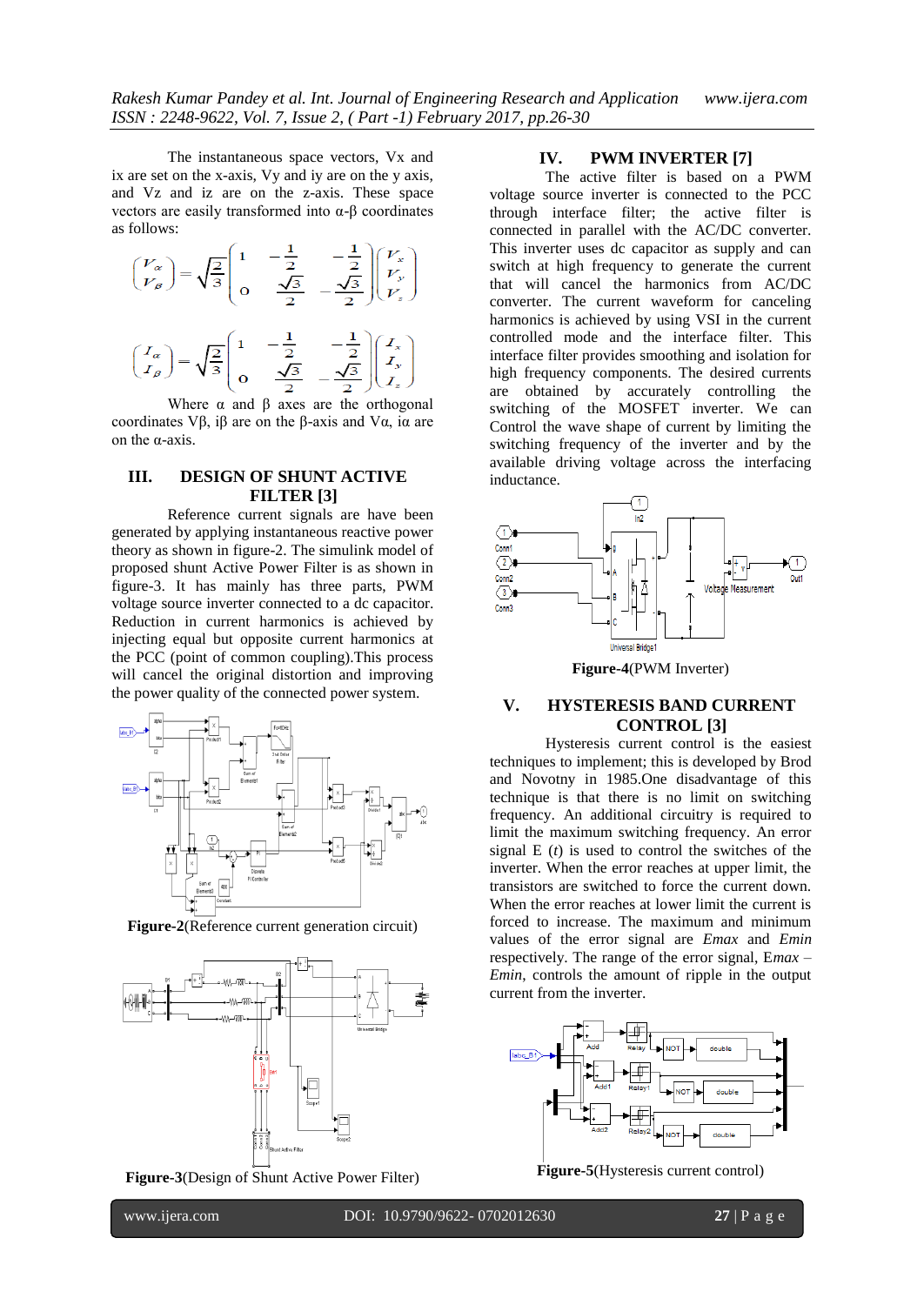The instantaneous space vectors, Vx and ix are set on the x-axis, Vy and iy are on the y axis, and Vz and iz are on the z-axis. These space vectors are easily transformed into α-β coordinates as follows:

$$\begin{pmatrix} V_\alpha \\ V_\beta \end{pmatrix} = \sqrt{\frac{2}{3}} \begin{pmatrix} 1 & -\frac{1}{2} & -\frac{1}{2} \\ 0 & \frac{\sqrt{3}}{2} & -\frac{\sqrt{3}}{2} \end{pmatrix} \begin{pmatrix} V_x \\ V_y \\ V_z \end{pmatrix}$$

$$\begin{pmatrix} I_\alpha \\ I_\beta \end{pmatrix} = \sqrt{\frac{2}{3}} \begin{pmatrix} 1 & -\frac{1}{2} & -\frac{1}{2} \\ 0 & \frac{\sqrt{3}}{2} & -\frac{\sqrt{3}}{2} \end{pmatrix} \begin{pmatrix} I_x \\ I_y \\ I_z \end{pmatrix}$$

Where α and β axes are the orthogonal coordinates Vβ, iβ are on the β-axis and Vα, iα are on the α-axis.

## III. DESIGN OF SHUNT ACTIVE FILTER [3]

Reference current signals are have been generated by applying instantaneous reactive power theory as shown in figure-2. The simulink model of proposed shunt Active Power Filter is as shown in figure-3. It has mainly has three parts, PWM voltage source inverter connected to a dc capacitor. Reduction in current harmonics is achieved by injecting equal but opposite current harmonics at the PCC (point of common coupling).This process will cancel the original distortion and improving the power quality of the connected power system.

**Figure-2**(Reference current generation circuit)

**Figure-3**(Design of Shunt Active Power Filter)

## IV. PWM INVERTER [7]

The active filter is based on a PWM voltage source inverter is connected to the PCC through interface filter; the active filter is connected in parallel with the AC/DC converter. This inverter uses dc capacitor as supply and can switch at high frequency to generate the current that will cancel the harmonics from AC/DC converter. The current waveform for canceling harmonics is achieved by using VSI in the current controlled mode and the interface filter. This interface filter provides smoothing and isolation for high frequency components. The desired currents are obtained by accurately controlling the switching of the MOSFET inverter. We can Control the wave shape of current by limiting the switching frequency of the inverter and by the available driving voltage across the interfacing inductance.

**Figure-4**(PWM Inverter)

## V. HYSTERESIS BAND CURRENT CONTROL [3]

Hysteresis current control is the easiest techniques to implement; this is developed by Brod and Novotny in 1985.One disadvantage of this technique is that there is no limit on switching frequency. An additional circuitry is required to limit the maximum switching frequency. An error signal E (*t*) is used to control the switches of the inverter. When the error reaches at upper limit, the transistors are switched to force the current down. When the error reaches at lower limit the current is forced to increase. The maximum and minimum values of the error signal are *Emax* and *Emin* respectively. The range of the error signal, E*max* – *Emin*, controls the amount of ripple in the output current from the inverter.

**Figure-5**(Hysteresis current control)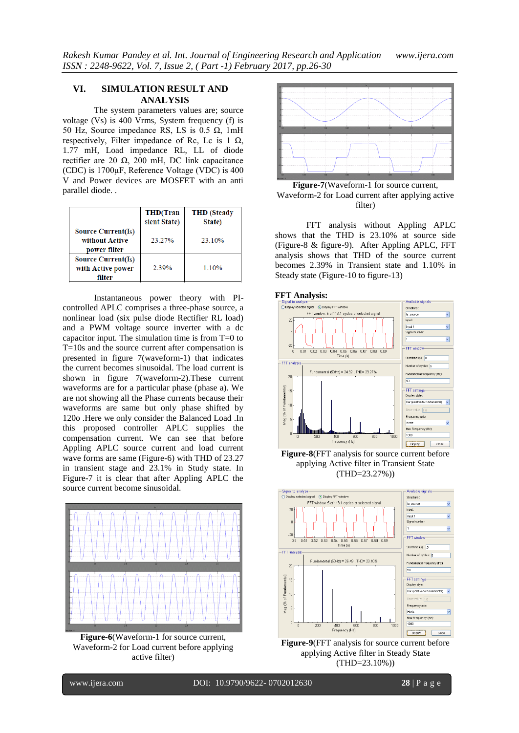## VI. SIMULATION RESULT AND ANALYSIS

The system parameters values are; source voltage (Vs) is 400 Vrms, System frequency (f) is 50 Hz, Source impedance RS, LS is 0.5 Ω, 1mH respectively, Filter impedance of Rc, Lc is 1 Ω, 1.77 mH, Load impedance RL, LL of diode rectifier are 20 Ω, 200 mH, DC link capacitance (CDC) is 1700μF, Reference Voltage (VDC) is 400 V and Power devices are MOSFET with an anti parallel diode. .

| | THD(Transient State) | THD (Steady State) |
|---|---|---|
| Source Current(Is) without Active power filter | 23.27% | 23.10% |
| Source Current(Is) with Active power filter | 2.39% | 1.10% |

Instantaneous power theory with PI-controlled APLC comprises a three-phase source, a nonlinear load (six pulse diode Rectifier RL load) and a PWM voltage source inverter with a dc capacitor input. The simulation time is from T=0 to T=10s and the source current after compensation is presented in figure 7(waveform-1) that indicates the current becomes sinusoidal. The load current is shown in figure 7(waveform-2).These current waveforms are for a particular phase (phase a). We are not showing all the Phase currents because their waveforms are same but only phase shifted by 120o .Here we only consider the Balanced Load .In this proposed controller APLC supplies the compensation current. We can see that before Appling APLC source current and load current wave forms are same (Figure-6) with THD of 23.27 in transient stage and 23.1% in Study state. In Figure-7 it is clear that after Appling APLC the source current become sinusoidal.

**Figure-6**(Waveform-1 for source current, Waveform-2 for Load current before applying active filter)

**Figure-7**(Waveform-1 for source current, Waveform-2 for Load current after applying active filter)

FFT analysis without Appling APLC shows that the THD is 23.10% at source side (Figure-8 & figure-9). After Appling APLC, FFT analysis shows that THD of the source current becomes 2.39% in Transient state and 1.10% in Steady state (Figure-10 to figure-13)

### FFT Analysis:

**Figure-8**(FFT analysis for source current before applying Active filter in Transient State (THD=23.27%))

**Figure-9**(FFT analysis for source current before applying Active filter in Steady State (THD=23.10%))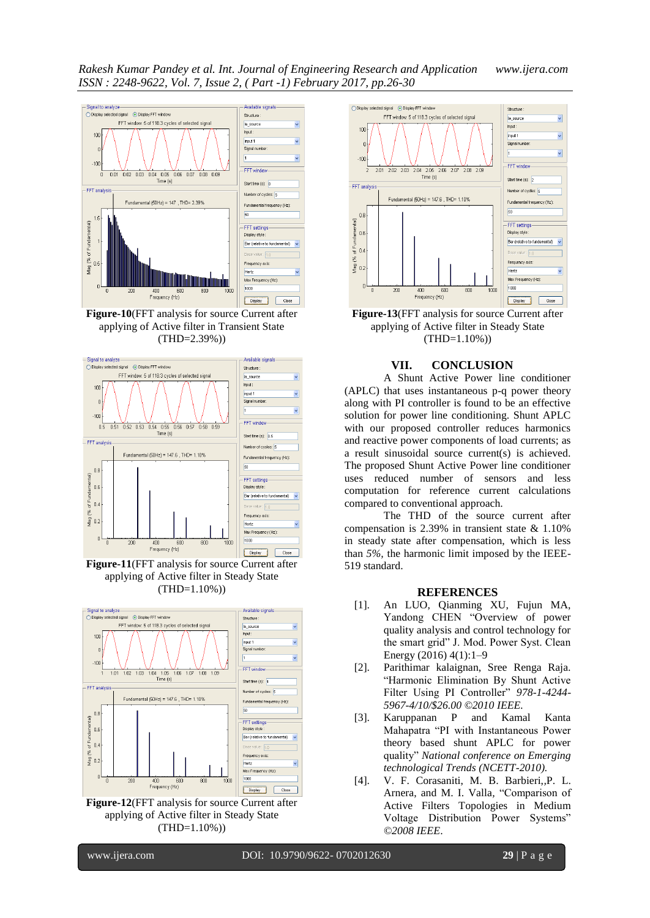**Figure-10**(FFT analysis for source Current after applying of Active filter in Transient State (THD=2.39%))

**Figure-11**(FFT analysis for source Current after applying of Active filter in Steady State (THD=1.10%))

**Figure-12**(FFT analysis for source Current after applying of Active filter in Steady State (THD=1.10%))

**Figure-13**(FFT analysis for source Current after applying of Active filter in Steady State (THD=1.10%))

## VII. CONCLUSION

A Shunt Active Power line conditioner (APLC) that uses instantaneous p-q power theory along with PI controller is found to be an effective solution for power line conditioning. Shunt APLC with our proposed controller reduces harmonics and reactive power components of load currents; as a result sinusoidal source current(s) is achieved. The proposed Shunt Active Power line conditioner uses reduced number of sensors and less computation for reference current calculations compared to conventional approach.

The THD of the source current after compensation is 2.39% in transient state & 1.10% in steady state after compensation, which is less than *5%*, the harmonic limit imposed by the IEEE-519 standard.

## REFERENCES

[1]. An LUO, Qianming XU, Fujun MA, Yandong CHEN "Overview of power quality analysis and control technology for the smart grid" J. Mod. Power Syst. Clean Energy (2016) 4(1):1–9

[2]. Parithimar kalaignan, Sree Renga Raja. "Harmonic Elimination By Shunt Active Filter Using PI Controller" *978-1-4244-5967-4/10/$26.00 ©2010 IEEE.*

[3]. Karuppanan P and Kamal Kanta Mahapatra "PI with Instantaneous Power theory based shunt APLC for power quality" *National conference on Emerging technological Trends (NCETT-2010).*

[4]. V. F. Corasaniti, M. B. Barbieri,,P. L. Arnera, and M. I. Valla, "Comparison of Active Filters Topologies in Medium Voltage Distribution Power Systems" *©2008 IEEE.*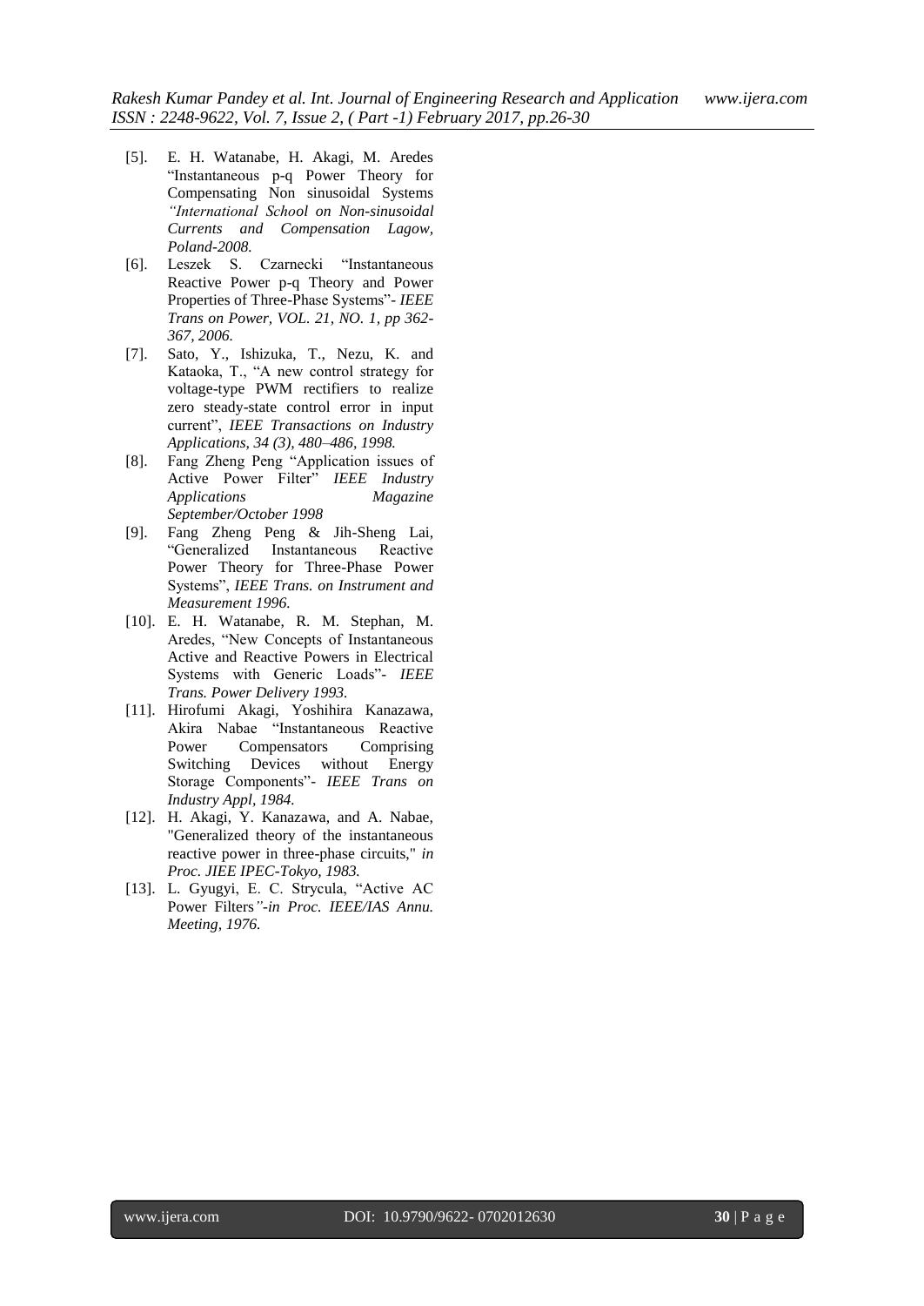[5]. E. H. Watanabe, H. Akagi, M. Aredes "Instantaneous p-q Power Theory for Compensating Non sinusoidal Systems *"International School on Non-sinusoidal Currents and Compensation Lagow, Poland-2008.*

[6]. Leszek S. Czarnecki "Instantaneous Reactive Power p-q Theory and Power Properties of Three-Phase Systems"- *IEEE Trans on Power, VOL. 21, NO. 1, pp 362-367, 2006.*

[7]. Sato, Y., Ishizuka, T., Nezu, K. and Kataoka, T., "A new control strategy for voltage-type PWM rectifiers to realize zero steady-state control error in input current", *IEEE Transactions on Industry Applications, 34 (3), 480–486, 1998.*

[8]. Fang Zheng Peng "Application issues of Active Power Filter" *IEEE Industry Applications Magazine September/October 1998*

[9]. Fang Zheng Peng & Jih-Sheng Lai, "Generalized Instantaneous Reactive Power Theory for Three-Phase Power Systems", *IEEE Trans. on Instrument and Measurement 1996.*

[10]. E. H. Watanabe, R. M. Stephan, M. Aredes, "New Concepts of Instantaneous Active and Reactive Powers in Electrical Systems with Generic Loads"- *IEEE Trans. Power Delivery 1993.*

[11]. Hirofumi Akagi, Yoshihira Kanazawa, Akira Nabae "Instantaneous Reactive Power Compensators Comprising Switching Devices without Energy Storage Components"- *IEEE Trans on Industry Appl, 1984.*

[12]. H. Akagi, Y. Kanazawa, and A. Nabae, "Generalized theory of the instantaneous reactive power in three-phase circuits," *in Proc. JIEE IPEC-Tokyo, 1983.*

[13]. L. Gyugyi, E. C. Strycula, "Active AC Power Filters*"-in Proc. IEEE/IAS Annu. Meeting, 1976.*